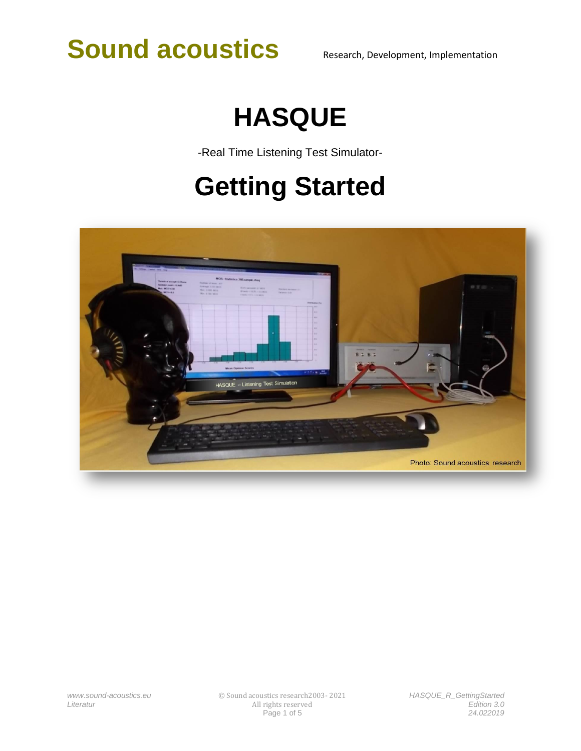**Sound acoustics** Research, Development, Implementation

# HASQUE

-Real Time Listening Test Simulator-

# Getting Started

Photo: Sound acoustics research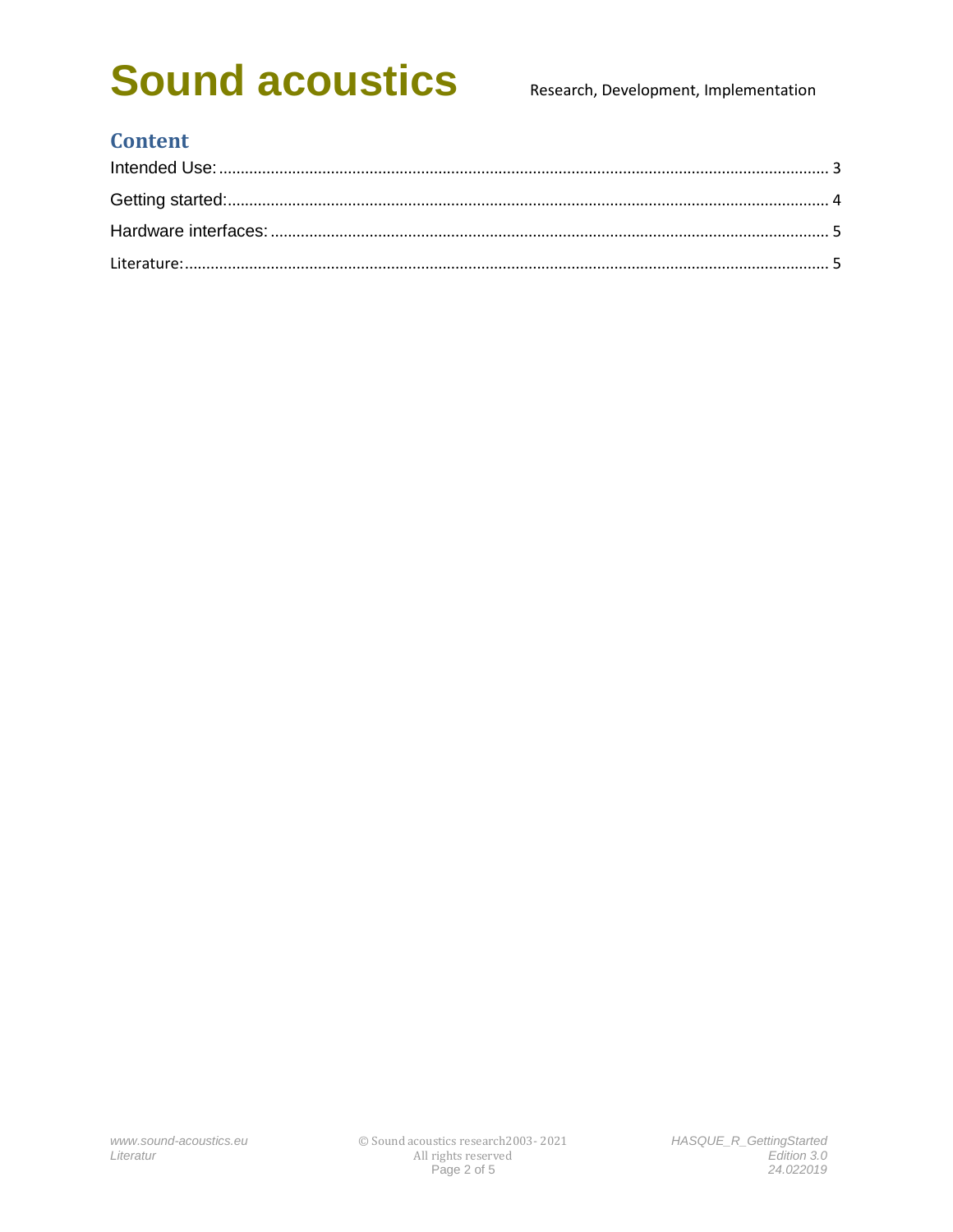# Sound acoustics

Research, Development, Implementation

## Content

Intended Use: ........................................................................................................................................ 3

Getting started: ...................................................................................................................................... 4

Hardware interfaces: ............................................................................................................................ 5

Literature: ................................................................................................................................................ 5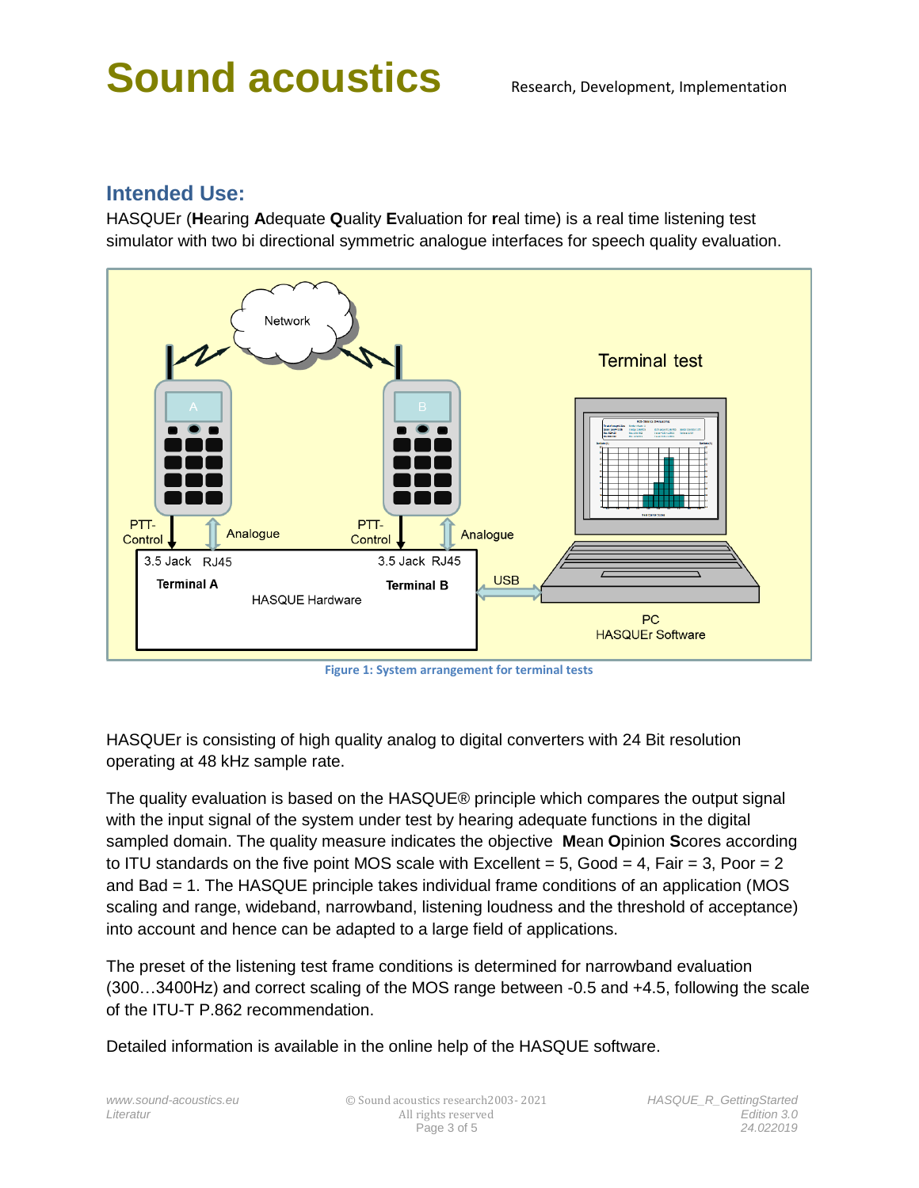# Sound acoustics

Research, Development, Implementation

## Intended Use:

HASQUEr (**H**earing **A**dequate **Q**uality **E**valuation for **r**eal time) is a real time listening test simulator with two bi directional symmetric analogue interfaces for speech quality evaluation.

Network

Terminal test

A

B

PTT-Control

Analogue

PTT-Control

Analogue

3.5 Jack RJ45

**Terminal A**

3.5 Jack RJ45

**Terminal B**

HASQUE Hardware

USB

PC
HASQUEr Software

**Figure 1: System arrangement for terminal tests**

HASQUEr is consisting of high quality analog to digital converters with 24 Bit resolution operating at 48 kHz sample rate.

The quality evaluation is based on the HASQUE® principle which compares the output signal with the input signal of the system under test by hearing adequate functions in the digital sampled domain. The quality measure indicates the objective **M**ean **O**pinion **S**cores according to ITU standards on the five point MOS scale with Excellent = 5, Good = 4, Fair = 3, Poor = 2 and Bad = 1. The HASQUE principle takes individual frame conditions of an application (MOS scaling and range, wideband, narrowband, listening loudness and the threshold of acceptance) into account and hence can be adapted to a large field of applications.

The preset of the listening test frame conditions is determined for narrowband evaluation (300…3400Hz) and correct scaling of the MOS range between -0.5 and +4.5, following the scale of the ITU-T P.862 recommendation.

Detailed information is available in the online help of the HASQUE software.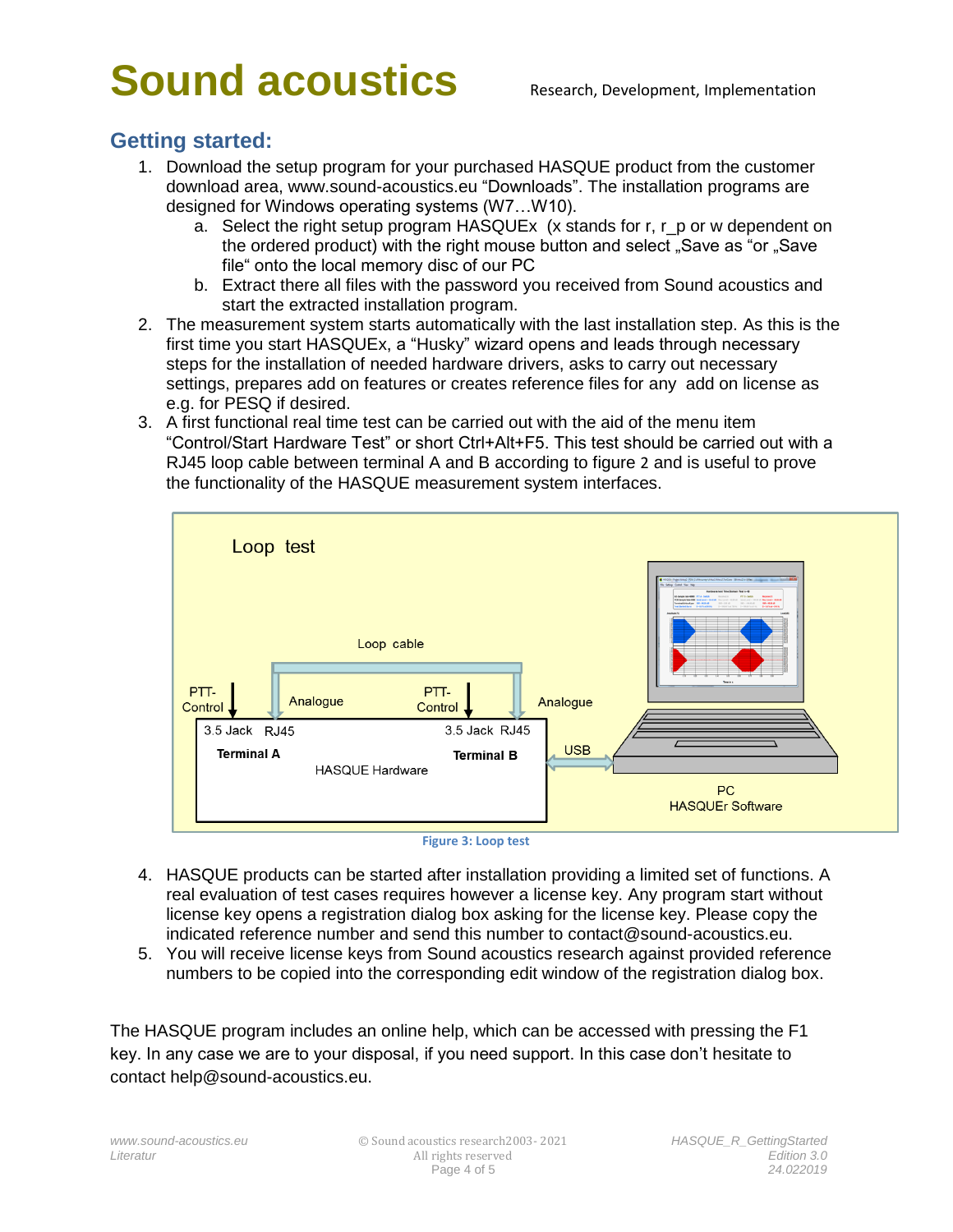# Sound acoustics

Research, Development, Implementation

## Getting started:

1. Download the setup program for your purchased HASQUE product from the customer download area, www.sound-acoustics.eu "Downloads". The installation programs are designed for Windows operating systems (W7…W10).
    a. Select the right setup program HASQUEx (x stands for r, r_p or w dependent on the ordered product) with the right mouse button and select „Save as "or „Save file" onto the local memory disc of our PC
    b. Extract there all files with the password you received from Sound acoustics and start the extracted installation program.
2. The measurement system starts automatically with the last installation step. As this is the first time you start HASQUEx, a "Husky" wizard opens and leads through necessary steps for the installation of needed hardware drivers, asks to carry out necessary settings, prepares add on features or creates reference files for any add on license as e.g. for PESQ if desired.
3. A first functional real time test can be carried out with the aid of the menu item "Control/Start Hardware Test" or short Ctrl+Alt+F5. This test should be carried out with a RJ45 loop cable between terminal A and B according to figure 2 and is useful to prove the functionality of the HASQUE measurement system interfaces.

Loop test

Loop cable

PTT-Control

Analogue

3.5 Jack RJ45

Terminal A

PTT-Control

3.5 Jack RJ45

Terminal B

Analogue

USB

HASQUE Hardware

PC

HASQUEr Software

Figure 3: Loop test

4. HASQUE products can be started after installation providing a limited set of functions. A real evaluation of test cases requires however a license key. Any program start without license key opens a registration dialog box asking for the license key. Please copy the indicated reference number and send this number to contact@sound-acoustics.eu.
5. You will receive license keys from Sound acoustics research against provided reference numbers to be copied into the corresponding edit window of the registration dialog box.

The HASQUE program includes an online help, which can be accessed with pressing the F1 key. In any case we are to your disposal, if you need support. In this case don't hesitate to contact help@sound-acoustics.eu.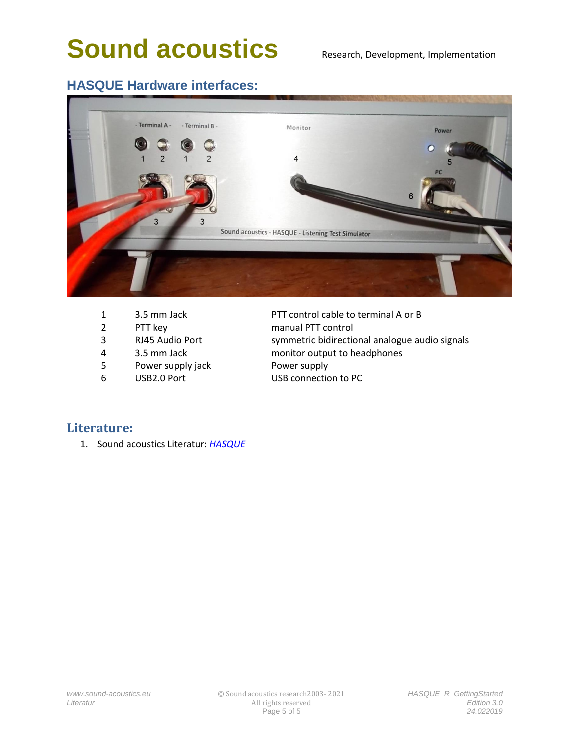# Sound acoustics

Research, Development, Implementation

## HASQUE Hardware interfaces:

| | | |
|---|---|---|
| 1 | 3.5 mm Jack | PTT control cable to terminal A or B |
| 2 | PTT key | manual PTT control |
| 3 | RJ45 Audio Port | symmetric bidirectional analogue audio signals |
| 4 | 3.5 mm Jack | monitor output to headphones |
| 5 | Power supply jack | Power supply |
| 6 | USB2.0 Port | USB connection to PC |

## Literature:

1. Sound acoustics Literatur: *HASQUE*